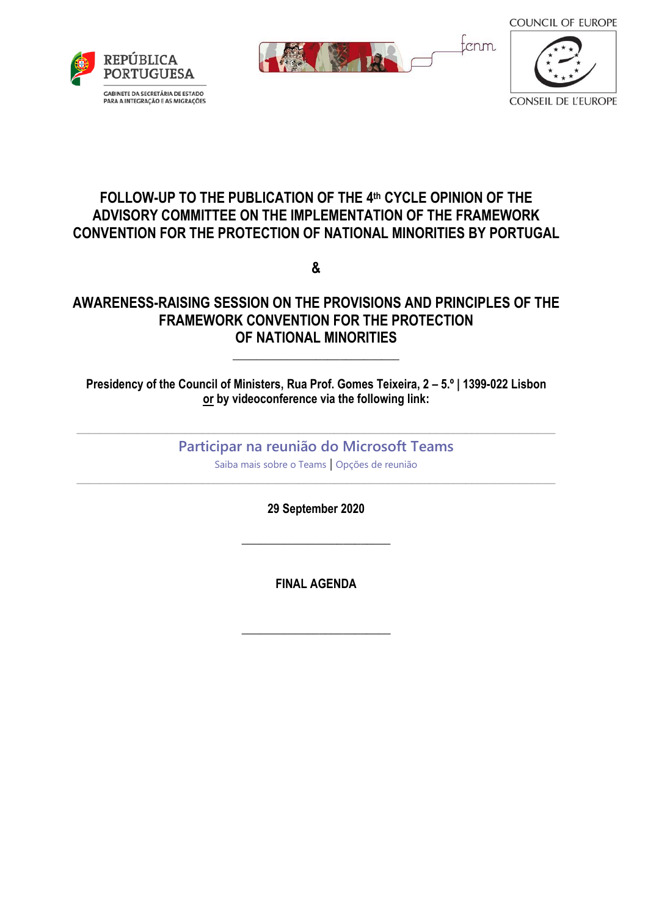REPÚBLICA PORTUGUESA

GABINETE DA SECRETÁRIA DE ESTADO PARA A INTEGRAÇÃO E AS MIGRAÇÕES

fcnm

COUNCIL OF EUROPE

CONSEIL DE L'EUROPE

# FOLLOW-UP TO THE PUBLICATION OF THE 4th CYCLE OPINION OF THE ADVISORY COMMITTEE ON THE IMPLEMENTATION OF THE FRAMEWORK CONVENTION FOR THE PROTECTION OF NATIONAL MINORITIES BY PORTUGAL

**&**

# AWARENESS-RAISING SESSION ON THE PROVISIONS AND PRINCIPLES OF THE FRAMEWORK CONVENTION FOR THE PROTECTION OF NATIONAL MINORITIES

---

**Presidency of the Council of Ministers, Rua Prof. Gomes Teixeira, 2 – 5.º | 1399-022 Lisbon**
**or by videoconference via the following link:**

---

Participar na reunião do Microsoft Teams

Saiba mais sobre o Teams | Opções de reunião

---

**29 September 2020**

---

**FINAL AGENDA**

---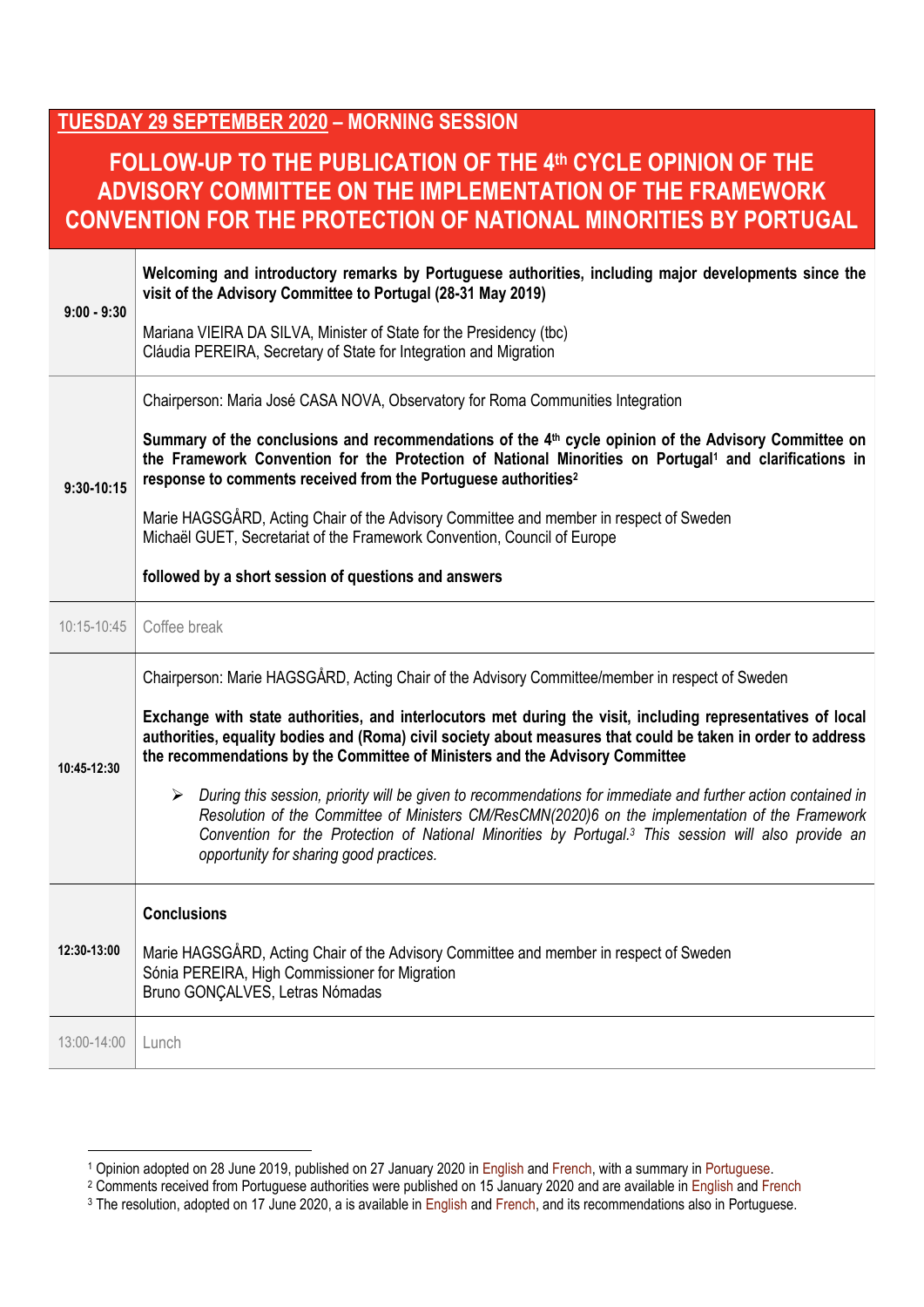## TUESDAY 29 SEPTEMBER 2020 – MORNING SESSION

## FOLLOW-UP TO THE PUBLICATION OF THE 4th CYCLE OPINION OF THE ADVISORY COMMITTEE ON THE IMPLEMENTATION OF THE FRAMEWORK CONVENTION FOR THE PROTECTION OF NATIONAL MINORITIES BY PORTUGAL

| | |
|---|---|
| 9:00 - 9:30 | **Welcoming and introductory remarks by Portuguese authorities, including major developments since the visit of the Advisory Committee to Portugal (28-31 May 2019)**<br><br>Mariana VIEIRA DA SILVA, Minister of State for the Presidency (tbc)<br>Cláudia PEREIRA, Secretary of State for Integration and Migration |
| 9:30-10:15 | Chairperson: Maria José CASA NOVA, Observatory for Roma Communities Integration<br><br>**Summary of the conclusions and recommendations of the 4th cycle opinion of the Advisory Committee on the Framework Convention for the Protection of National Minorities on Portugal[1] and clarifications in response to comments received from the Portuguese authorities[2]**<br><br>Marie HAGSGÅRD, Acting Chair of the Advisory Committee and member in respect of Sweden<br>Michaël GUET, Secretariat of the Framework Convention, Council of Europe<br><br>**followed by a short session of questions and answers** |
| 10:15-10:45 | Coffee break |
| 10:45-12:30 | Chairperson: Marie HAGSGÅRD, Acting Chair of the Advisory Committee/member in respect of Sweden<br><br>**Exchange with state authorities, and interlocutors met during the visit, including representatives of local authorities, equality bodies and (Roma) civil society about measures that could be taken in order to address the recommendations by the Committee of Ministers and the Advisory Committee**<br><br>➢ *During this session, priority will be given to recommendations for immediate and further action contained in Resolution of the Committee of Ministers CM/ResCMN(2020)6 on the implementation of the Framework Convention for the Protection of National Minorities by Portugal.[3] This session will also provide an opportunity for sharing good practices.* |
| 12:30-13:00 | **Conclusions**<br><br>Marie HAGSGÅRD, Acting Chair of the Advisory Committee and member in respect of Sweden<br>Sónia PEREIRA, High Commissioner for Migration<br>Bruno GONÇALVES, Letras Nómadas |
| 13:00-14:00 | Lunch |

[1] Opinion adopted on 28 June 2019, published on 27 January 2020 in English and French, with a summary in Portuguese.
[2] Comments received from Portuguese authorities were published on 15 January 2020 and are available in English and French
[3] The resolution, adopted on 17 June 2020, a is available in English and French, and its recommendations also in Portuguese.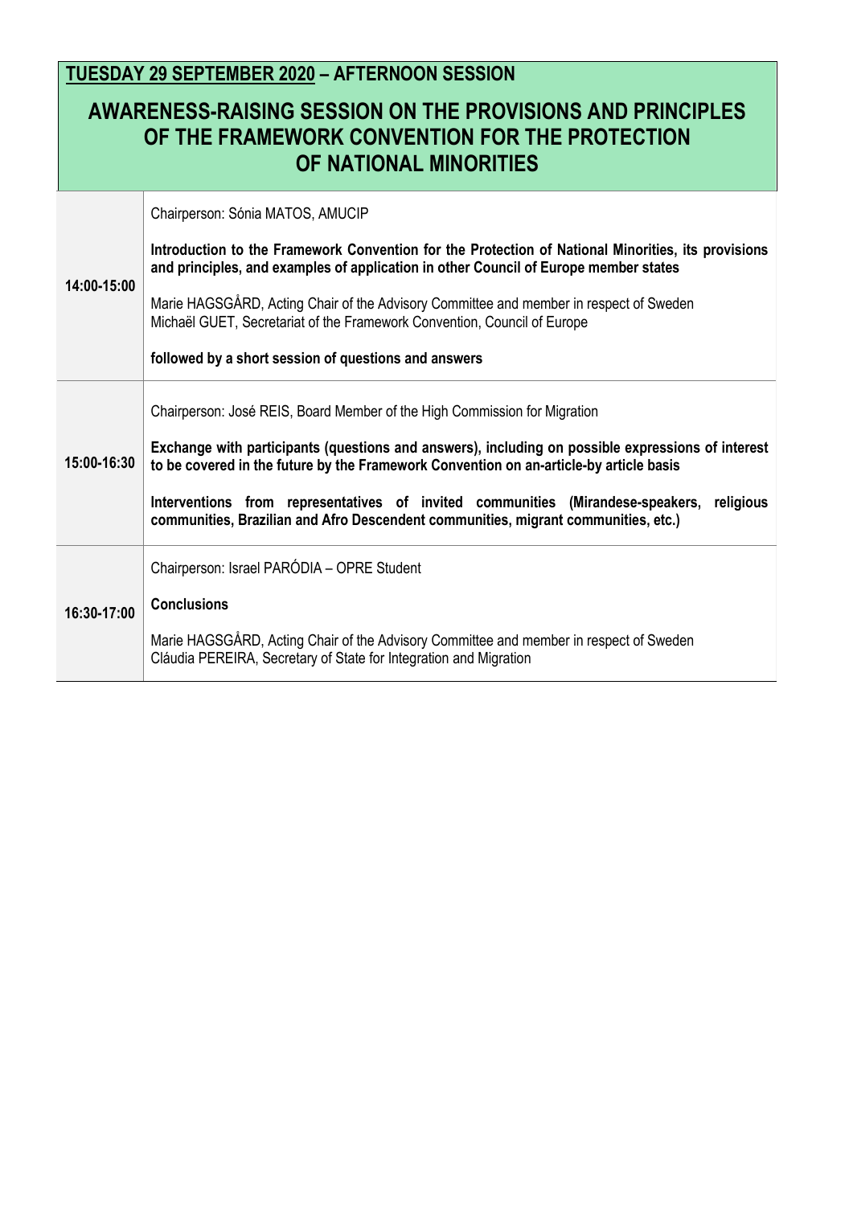## TUESDAY 29 SEPTEMBER 2020 – AFTERNOON SESSION

# AWARENESS-RAISING SESSION ON THE PROVISIONS AND PRINCIPLES OF THE FRAMEWORK CONVENTION FOR THE PROTECTION OF NATIONAL MINORITIES

| | |
|---|---|
| **14:00-15:00** | Chairperson: Sónia MATOS, AMUCIP<br><br>**Introduction to the Framework Convention for the Protection of National Minorities, its provisions and principles, and examples of application in other Council of Europe member states**<br><br>Marie HAGSGÅRD, Acting Chair of the Advisory Committee and member in respect of Sweden<br>Michaël GUET, Secretariat of the Framework Convention, Council of Europe<br><br>**followed by a short session of questions and answers** |
| **15:00-16:30** | Chairperson: José REIS, Board Member of the High Commission for Migration<br><br>**Exchange with participants (questions and answers), including on possible expressions of interest to be covered in the future by the Framework Convention on an-article-by article basis**<br><br>**Interventions from representatives of invited communities (Mirandese-speakers, religious communities, Brazilian and Afro Descendent communities, migrant communities, etc.)** |
| **16:30-17:00** | Chairperson: Israel PARÓDIA – OPRE Student<br><br>**Conclusions**<br><br>Marie HAGSGÅRD, Acting Chair of the Advisory Committee and member in respect of Sweden<br>Cláudia PEREIRA, Secretary of State for Integration and Migration |